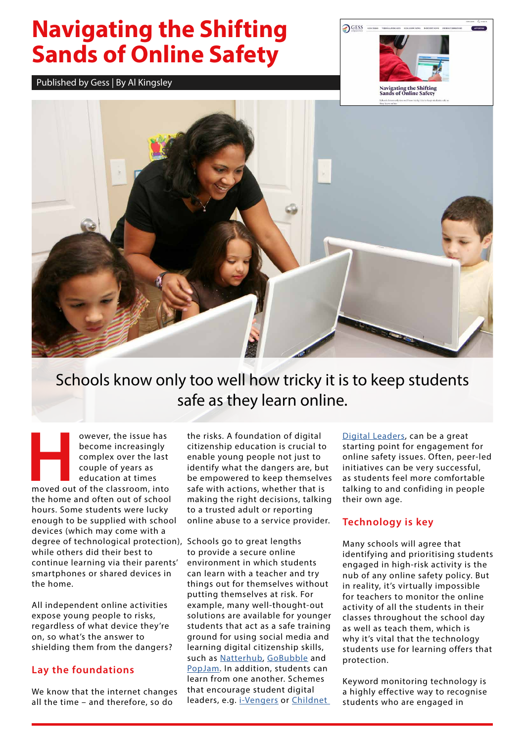# Navigating the Shifting Sands of Online Safety

Published by Gess | By Al Kingsley

Schools know only too well how tricky it is to keep students safe as they learn online.

However, the issue has become increasingly complex over the last couple of years as education at times moved out of the classroom, into the home and often out of school hours. Some students were lucky enough to be supplied with school devices (which may come with a degree of technological protection), while others did their best to continue learning via their parents' smartphones or shared devices in the home.

All independent online activities expose young people to risks, regardless of what device they're on, so what's the answer to shielding them from the dangers?

## Lay the foundations

We know that the internet changes all the time – and therefore, so do the risks. A foundation of digital citizenship education is crucial to enable young people not just to identify what the dangers are, but be empowered to keep themselves safe with actions, whether that is making the right decisions, talking to a trusted adult or reporting online abuse to a service provider.

Schools go to great lengths to provide a secure online environment in which students can learn with a teacher and try things out for themselves without putting themselves at risk. For example, many well-thought-out solutions are available for younger students that act as a safe training ground for using social media and learning digital citizenship skills, such as Natterhub, GoBubble and PopJam. In addition, students can learn from one another. Schemes that encourage student digital leaders, e.g. i-Vengers or Childnet Digital Leaders, can be a great starting point for engagement for online safety issues. Often, peer-led initiatives can be very successful, as students feel more comfortable talking to and confiding in people their own age.

## Technology is key

Many schools will agree that identifying and prioritising students engaged in high-risk activity is the nub of any online safety policy. But in reality, it's virtually impossible for teachers to monitor the online activity of all the students in their classes throughout the school day as well as teach them, which is why it's vital that the technology students use for learning offers that protection.

Keyword monitoring technology is a highly effective way to recognise students who are engaged in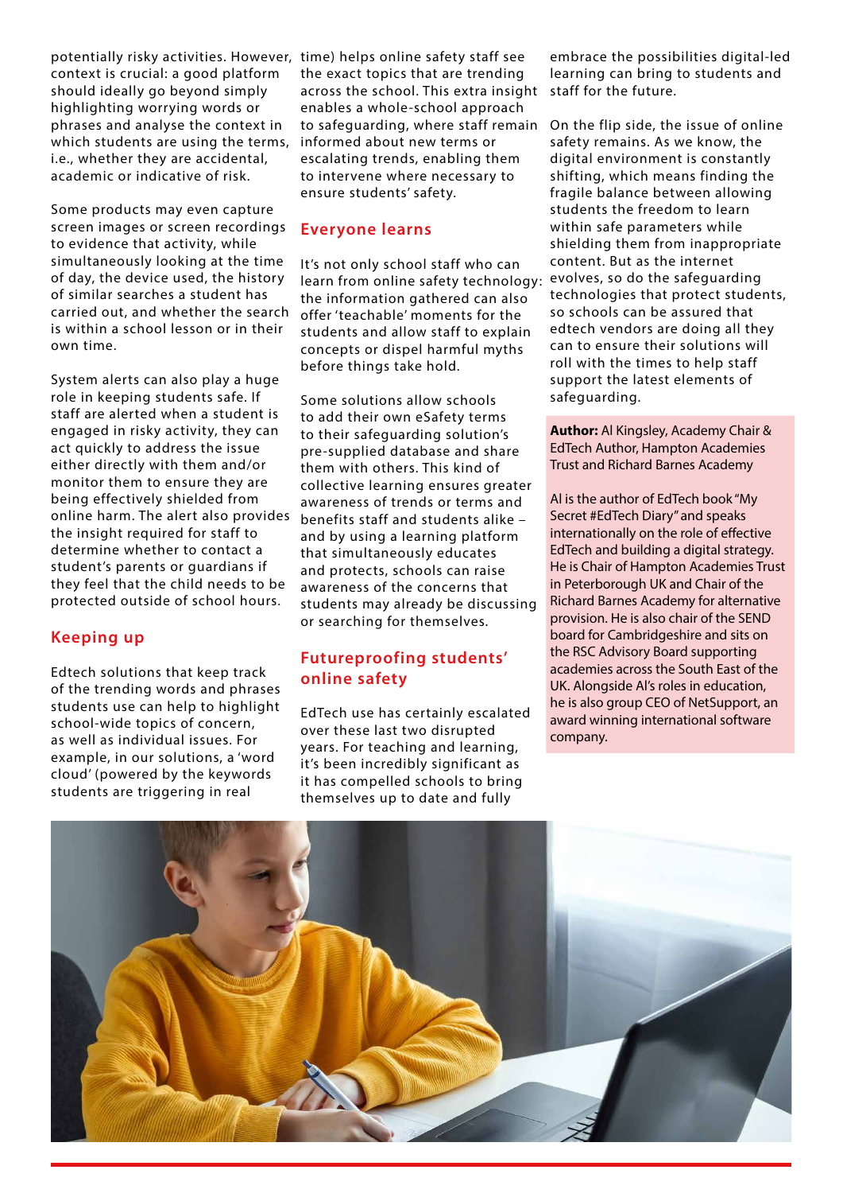potentially risky activities. However, context is crucial: a good platform should ideally go beyond simply highlighting worrying words or phrases and analyse the context in which students are using the terms, i.e., whether they are accidental, academic or indicative of risk.

Some products may even capture screen images or screen recordings to evidence that activity, while simultaneously looking at the time of day, the device used, the history of similar searches a student has carried out, and whether the search is within a school lesson or in their own time.

System alerts can also play a huge role in keeping students safe. If staff are alerted when a student is engaged in risky activity, they can act quickly to address the issue either directly with them and/or monitor them to ensure they are being effectively shielded from online harm. The alert also provides the insight required for staff to determine whether to contact a student's parents or guardians if they feel that the child needs to be protected outside of school hours.

## Keeping up

Edtech solutions that keep track of the trending words and phrases students use can help to highlight school-wide topics of concern, as well as individual issues. For example, in our solutions, a 'word cloud' (powered by the keywords students are triggering in real time) helps online safety staff see the exact topics that are trending across the school. This extra insight enables a whole-school approach to safeguarding, where staff remain informed about new terms or escalating trends, enabling them to intervene where necessary to ensure students' safety.

## Everyone learns

It's not only school staff who can learn from online safety technology: the information gathered can also offer 'teachable' moments for the students and allow staff to explain concepts or dispel harmful myths before things take hold.

Some solutions allow schools to add their own eSafety terms to their safeguarding solution's pre-supplied database and share them with others. This kind of collective learning ensures greater awareness of trends or terms and benefits staff and students alike – and by using a learning platform that simultaneously educates and protects, schools can raise awareness of the concerns that students may already be discussing or searching for themselves.

## Futureproofing students' online safety

EdTech use has certainly escalated over these last two disrupted years. For teaching and learning, it's been incredibly significant as it has compelled schools to bring themselves up to date and fully embrace the possibilities digital-led learning can bring to students and staff for the future.

On the flip side, the issue of online safety remains. As we know, the digital environment is constantly shifting, which means finding the fragile balance between allowing students the freedom to learn within safe parameters while shielding them from inappropriate content. But as the internet evolves, so do the safeguarding technologies that protect students, so schools can be assured that edtech vendors are doing all they can to ensure their solutions will roll with the times to help staff support the latest elements of safeguarding.

**Author:** Al Kingsley, Academy Chair & EdTech Author, Hampton Academies Trust and Richard Barnes Academy

Al is the author of EdTech book "My Secret #EdTech Diary" and speaks internationally on the role of effective EdTech and building a digital strategy. He is Chair of Hampton Academies Trust in Peterborough UK and Chair of the Richard Barnes Academy for alternative provision. He is also chair of the SEND board for Cambridgeshire and sits on the RSC Advisory Board supporting academies across the South East of the UK. Alongside Al's roles in education, he is also group CEO of NetSupport, an award winning international software company.